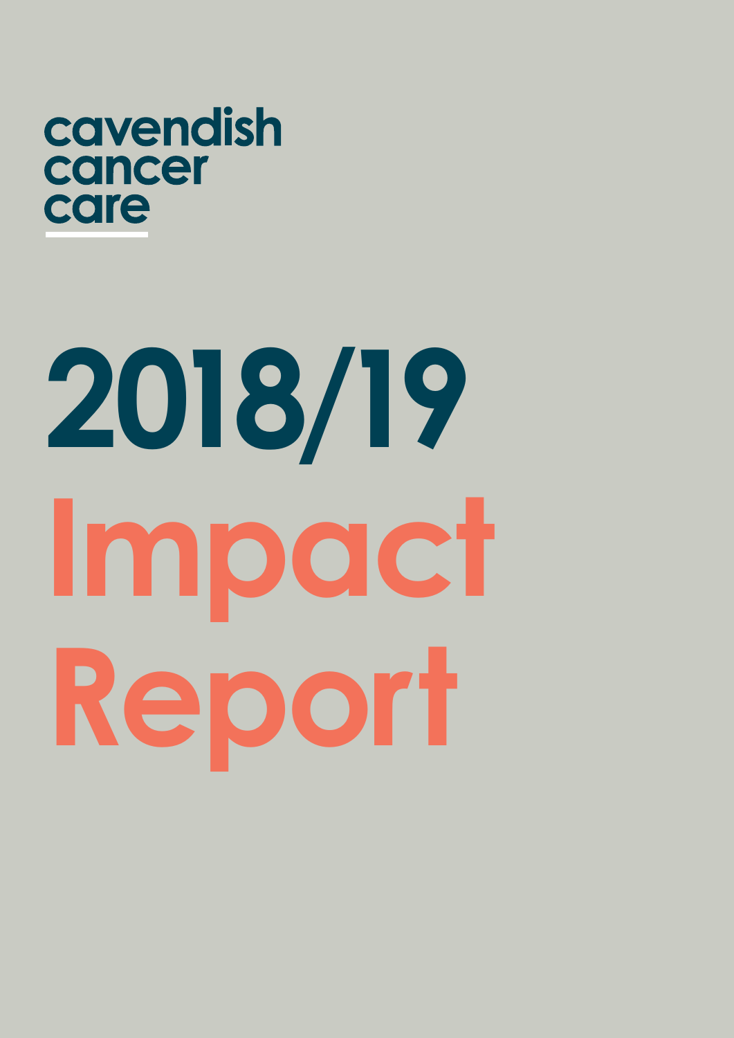cavendish cancer care

# 2018/19 Impact Report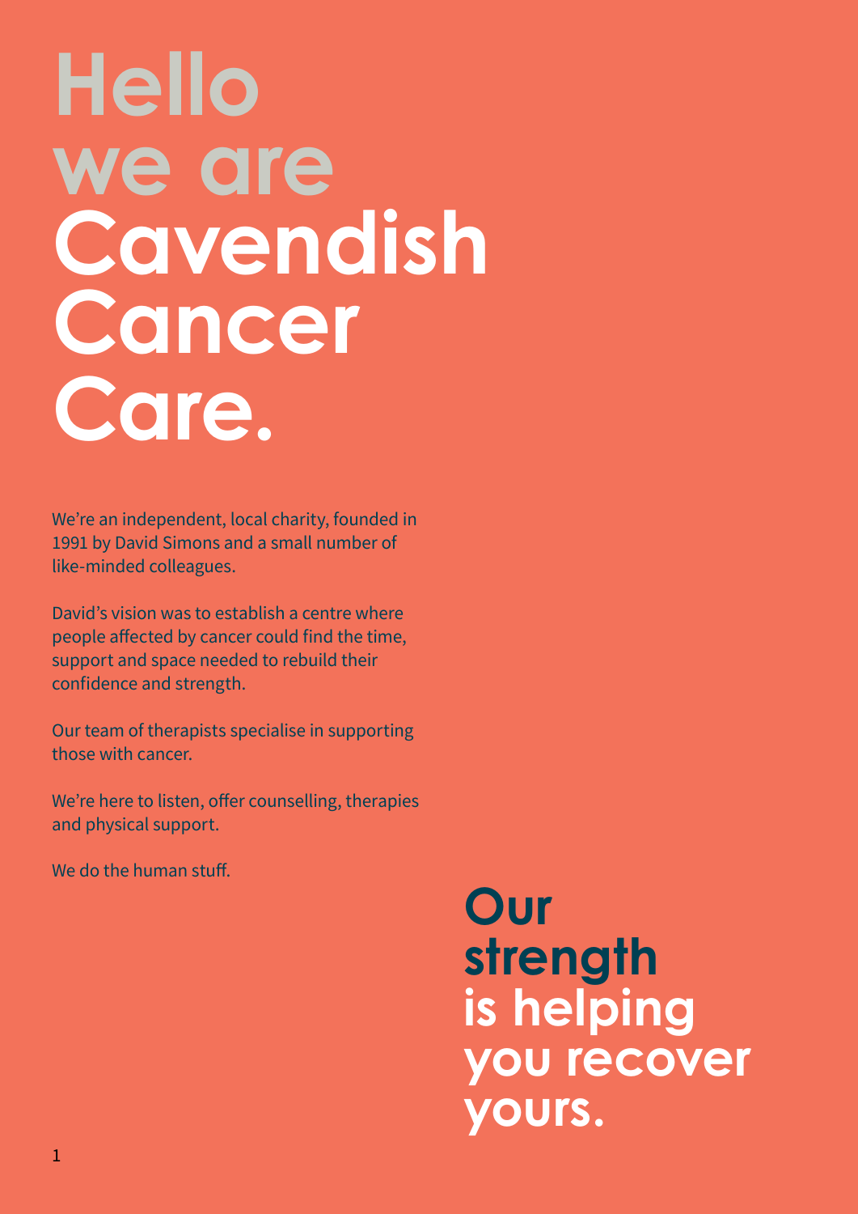# Hello we are Cavendish Cancer Care.

We're an independent, local charity, founded in 1991 by David Simons and a small number of like-minded colleagues.

David's vision was to establish a centre where people affected by cancer could find the time, support and space needed to rebuild their confidence and strength.

Our team of therapists specialise in supporting those with cancer.

We're here to listen, offer counselling, therapies and physical support.

We do the human stuff.

## Our strength is helping you recover yours.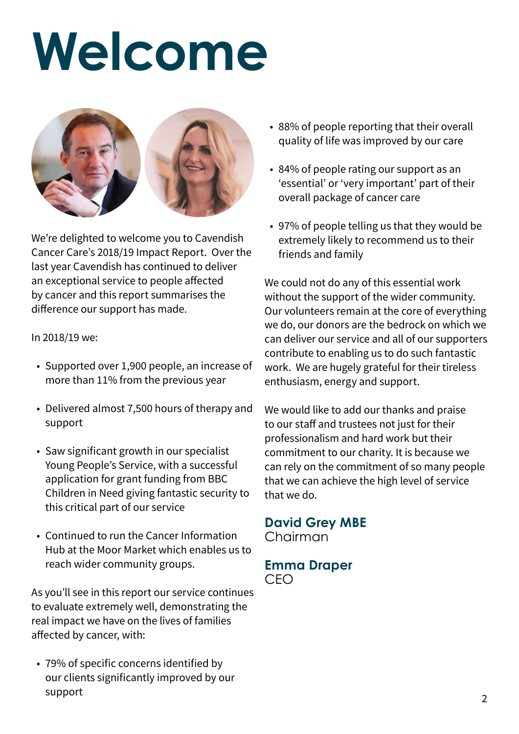# Welcome

We're delighted to welcome you to Cavendish Cancer Care's 2018/19 Impact Report. Over the last year Cavendish has continued to deliver an exceptional service to people affected by cancer and this report summarises the difference our support has made.

In 2018/19 we:

- Supported over 1,900 people, an increase of more than 11% from the previous year
- Delivered almost 7,500 hours of therapy and support
- Saw significant growth in our specialist Young People's Service, with a successful application for grant funding from BBC Children in Need giving fantastic security to this critical part of our service
- Continued to run the Cancer Information Hub at the Moor Market which enables us to reach wider community groups.

As you'll see in this report our service continues to evaluate extremely well, demonstrating the real impact we have on the lives of families affected by cancer, with:

- 79% of specific concerns identified by our clients significantly improved by our support
- 88% of people reporting that their overall quality of life was improved by our care
- 84% of people rating our support as an 'essential' or 'very important' part of their overall package of cancer care
- 97% of people telling us that they would be extremely likely to recommend us to their friends and family

We could not do any of this essential work without the support of the wider community. Our volunteers remain at the core of everything we do, our donors are the bedrock on which we can deliver our service and all of our supporters contribute to enabling us to do such fantastic work. We are hugely grateful for their tireless enthusiasm, energy and support.

We would like to add our thanks and praise to our staff and trustees not just for their professionalism and hard work but their commitment to our charity. It is because we can rely on the commitment of so many people that we can achieve the high level of service that we do.

**David Grey MBE**
Chairman

**Emma Draper**
CEO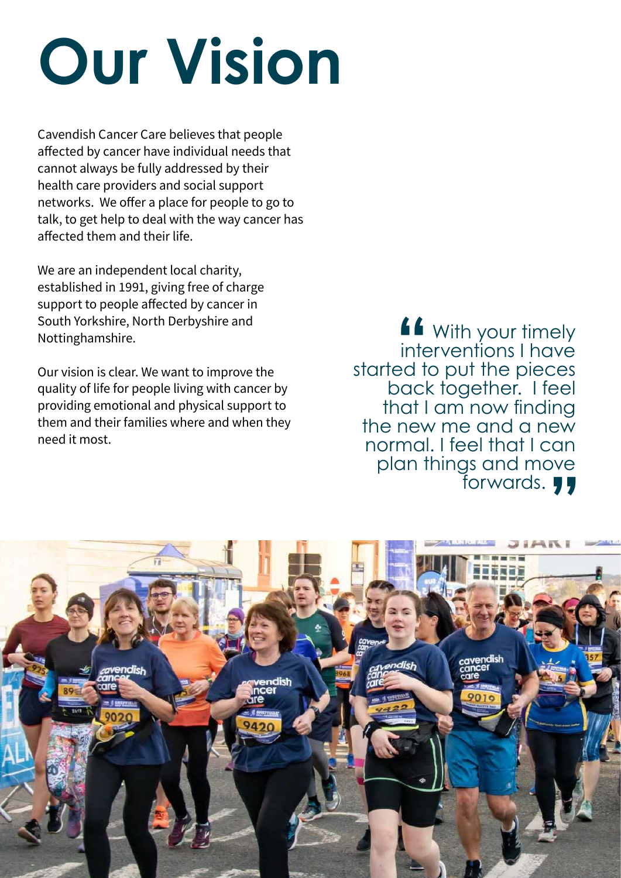# Our Vision

Cavendish Cancer Care believes that people affected by cancer have individual needs that cannot always be fully addressed by their health care providers and social support networks. We offer a place for people to go to talk, to get help to deal with the way cancer has affected them and their life.

We are an independent local charity, established in 1991, giving free of charge support to people affected by cancer in South Yorkshire, North Derbyshire and Nottinghamshire.

Our vision is clear. We want to improve the quality of life for people living with cancer by providing emotional and physical support to them and their families where and when they need it most.

> "With your timely interventions I have started to put the pieces back together. I feel that I am now finding the new me and a new normal. I feel that I can plan things and move forwards."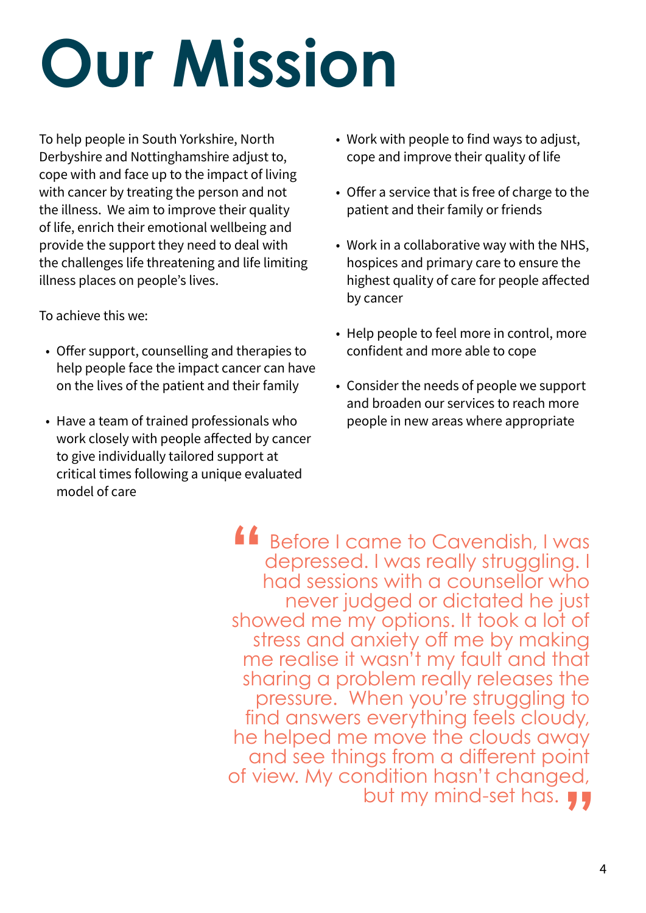# Our Mission

To help people in South Yorkshire, North Derbyshire and Nottinghamshire adjust to, cope with and face up to the impact of living with cancer by treating the person and not the illness. We aim to improve their quality of life, enrich their emotional wellbeing and provide the support they need to deal with the challenges life threatening and life limiting illness places on people's lives.

To achieve this we:

- Offer support, counselling and therapies to help people face the impact cancer can have on the lives of the patient and their family
- Have a team of trained professionals who work closely with people affected by cancer to give individually tailored support at critical times following a unique evaluated model of care
- Work with people to find ways to adjust, cope and improve their quality of life
- Offer a service that is free of charge to the patient and their family or friends
- Work in a collaborative way with the NHS, hospices and primary care to ensure the highest quality of care for people affected by cancer
- Help people to feel more in control, more confident and more able to cope
- Consider the needs of people we support and broaden our services to reach more people in new areas where appropriate

> "Before I came to Cavendish, I was depressed. I was really struggling. I had sessions with a counsellor who never judged or dictated he just showed me my options. It took a lot of stress and anxiety off me by making me realise it wasn't my fault and that sharing a problem really releases the pressure. When you're struggling to find answers everything feels cloudy, he helped me move the clouds away and see things from a different point of view. My condition hasn't changed, but my mind-set has."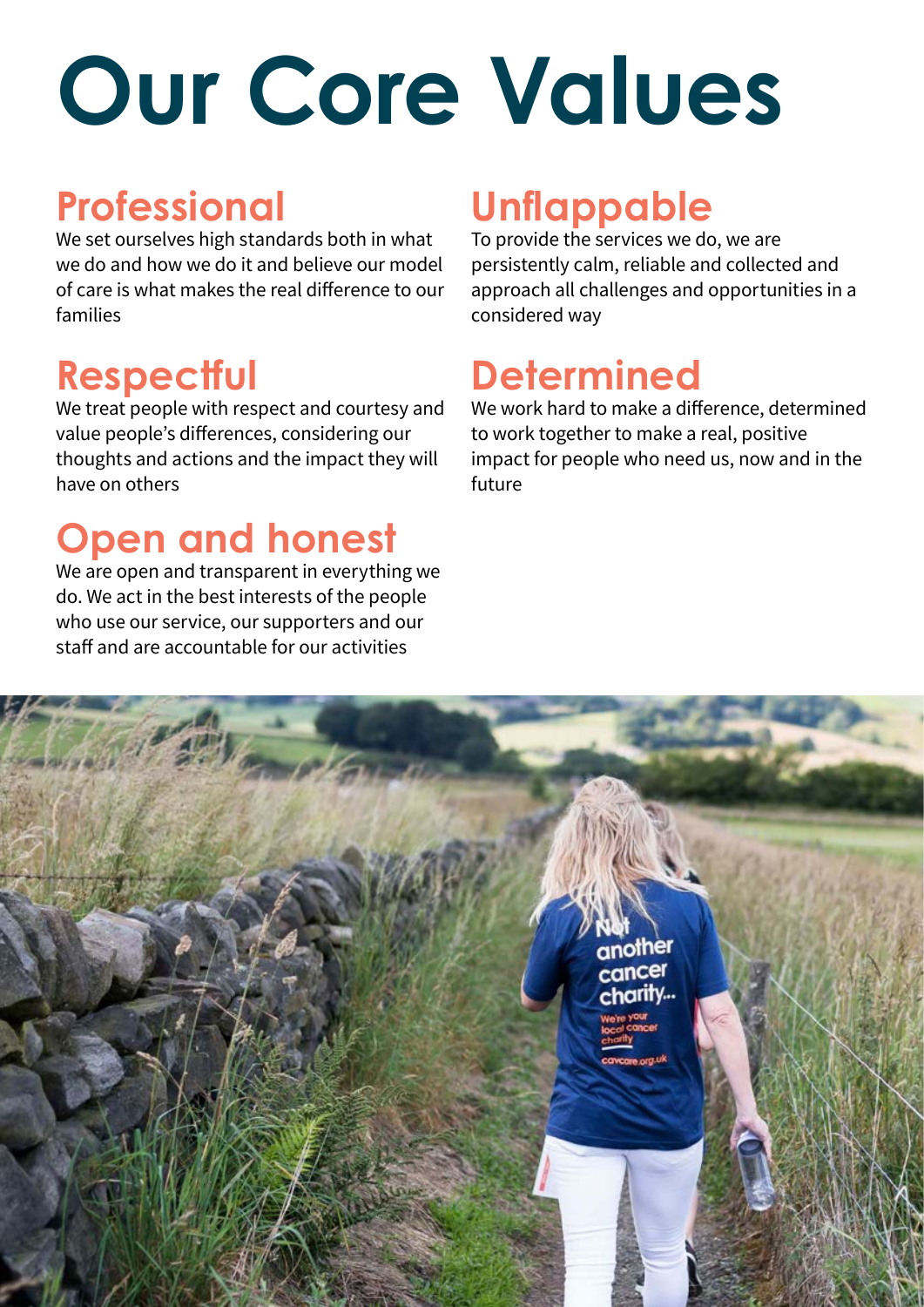# Our Core Values

## Professional

We set ourselves high standards both in what we do and how we do it and believe our model of care is what makes the real difference to our families

## Respectful

We treat people with respect and courtesy and value people's differences, considering our thoughts and actions and the impact they will have on others

## Open and honest

We are open and transparent in everything we do. We act in the best interests of the people who use our service, our supporters and our staff and are accountable for our activities

## Unflappable

To provide the services we do, we are persistently calm, reliable and collected and approach all challenges and opportunities in a considered way

## Determined

We work hard to make a difference, determined to work together to make a real, positive impact for people who need us, now and in the future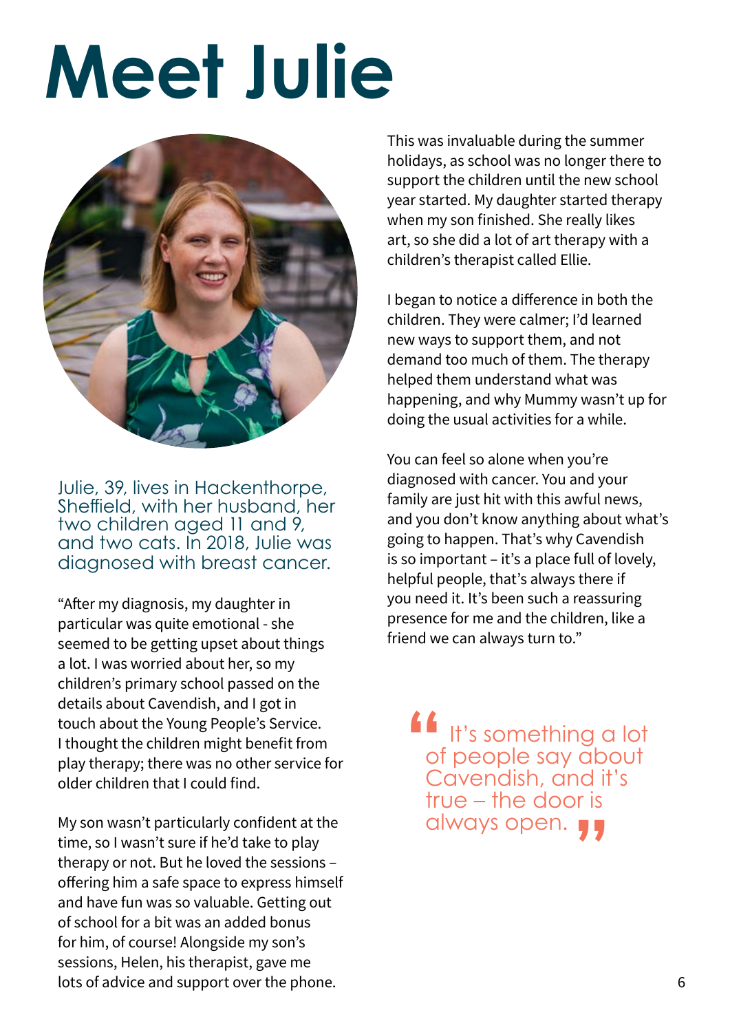# Meet Julie

Julie, 39, lives in Hackenthorpe, Sheffield, with her husband, her two children aged 11 and 9, and two cats. In 2018, Julie was diagnosed with breast cancer.

"After my diagnosis, my daughter in particular was quite emotional - she seemed to be getting upset about things a lot. I was worried about her, so my children's primary school passed on the details about Cavendish, and I got in touch about the Young People's Service. I thought the children might benefit from play therapy; there was no other service for older children that I could find.

My son wasn't particularly confident at the time, so I wasn't sure if he'd take to play therapy or not. But he loved the sessions – offering him a safe space to express himself and have fun was so valuable. Getting out of school for a bit was an added bonus for him, of course! Alongside my son's sessions, Helen, his therapist, gave me lots of advice and support over the phone. This was invaluable during the summer holidays, as school was no longer there to support the children until the new school year started. My daughter started therapy when my son finished. She really likes art, so she did a lot of art therapy with a children's therapist called Ellie.

I began to notice a difference in both the children. They were calmer; I'd learned new ways to support them, and not demand too much of them. The therapy helped them understand what was happening, and why Mummy wasn't up for doing the usual activities for a while.

You can feel so alone when you're diagnosed with cancer. You and your family are just hit with this awful news, and you don't know anything about what's going to happen. That's why Cavendish is so important – it's a place full of lovely, helpful people, that's always there if you need it. It's been such a reassuring presence for me and the children, like a friend we can always turn to."

> "It's something a lot of people say about Cavendish, and it's true – the door is always open."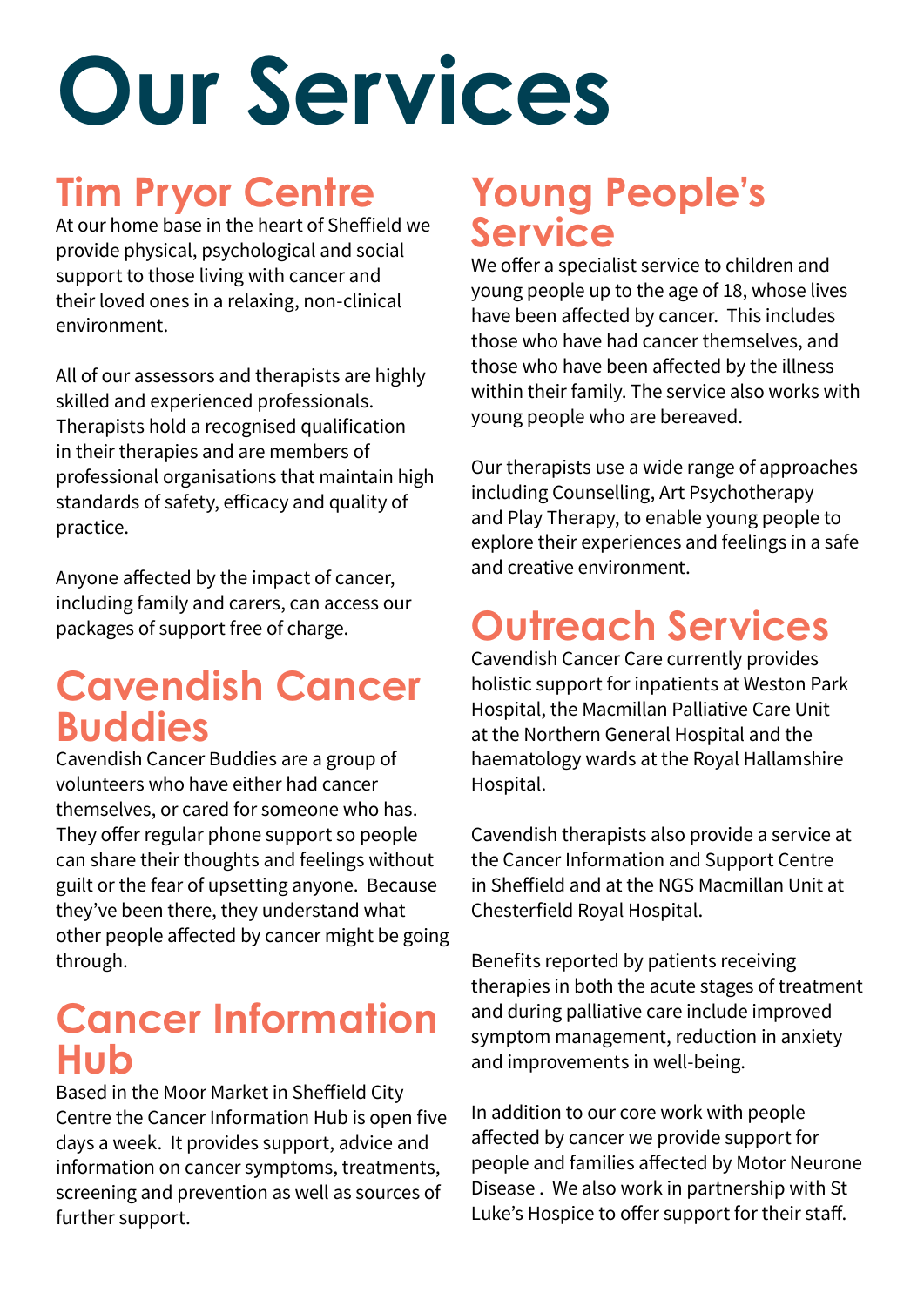# Our Services

## Tim Pryor Centre

At our home base in the heart of Sheffield we provide physical, psychological and social support to those living with cancer and their loved ones in a relaxing, non-clinical environment.

All of our assessors and therapists are highly skilled and experienced professionals. Therapists hold a recognised qualification in their therapies and are members of professional organisations that maintain high standards of safety, efficacy and quality of practice.

Anyone affected by the impact of cancer, including family and carers, can access our packages of support free of charge.

## Cavendish Cancer Buddies

Cavendish Cancer Buddies are a group of volunteers who have either had cancer themselves, or cared for someone who has. They offer regular phone support so people can share their thoughts and feelings without guilt or the fear of upsetting anyone. Because they've been there, they understand what other people affected by cancer might be going through.

## Cancer Information Hub

Based in the Moor Market in Sheffield City Centre the Cancer Information Hub is open five days a week. It provides support, advice and information on cancer symptoms, treatments, screening and prevention as well as sources of further support.

## Young People's Service

We offer a specialist service to children and young people up to the age of 18, whose lives have been affected by cancer. This includes those who have had cancer themselves, and those who have been affected by the illness within their family. The service also works with young people who are bereaved.

Our therapists use a wide range of approaches including Counselling, Art Psychotherapy and Play Therapy, to enable young people to explore their experiences and feelings in a safe and creative environment.

## Outreach Services

Cavendish Cancer Care currently provides holistic support for inpatients at Weston Park Hospital, the Macmillan Palliative Care Unit at the Northern General Hospital and the haematology wards at the Royal Hallamshire Hospital.

Cavendish therapists also provide a service at the Cancer Information and Support Centre in Sheffield and at the NGS Macmillan Unit at Chesterfield Royal Hospital.

Benefits reported by patients receiving therapies in both the acute stages of treatment and during palliative care include improved symptom management, reduction in anxiety and improvements in well-being.

In addition to our core work with people affected by cancer we provide support for people and families affected by Motor Neurone Disease . We also work in partnership with St Luke's Hospice to offer support for their staff.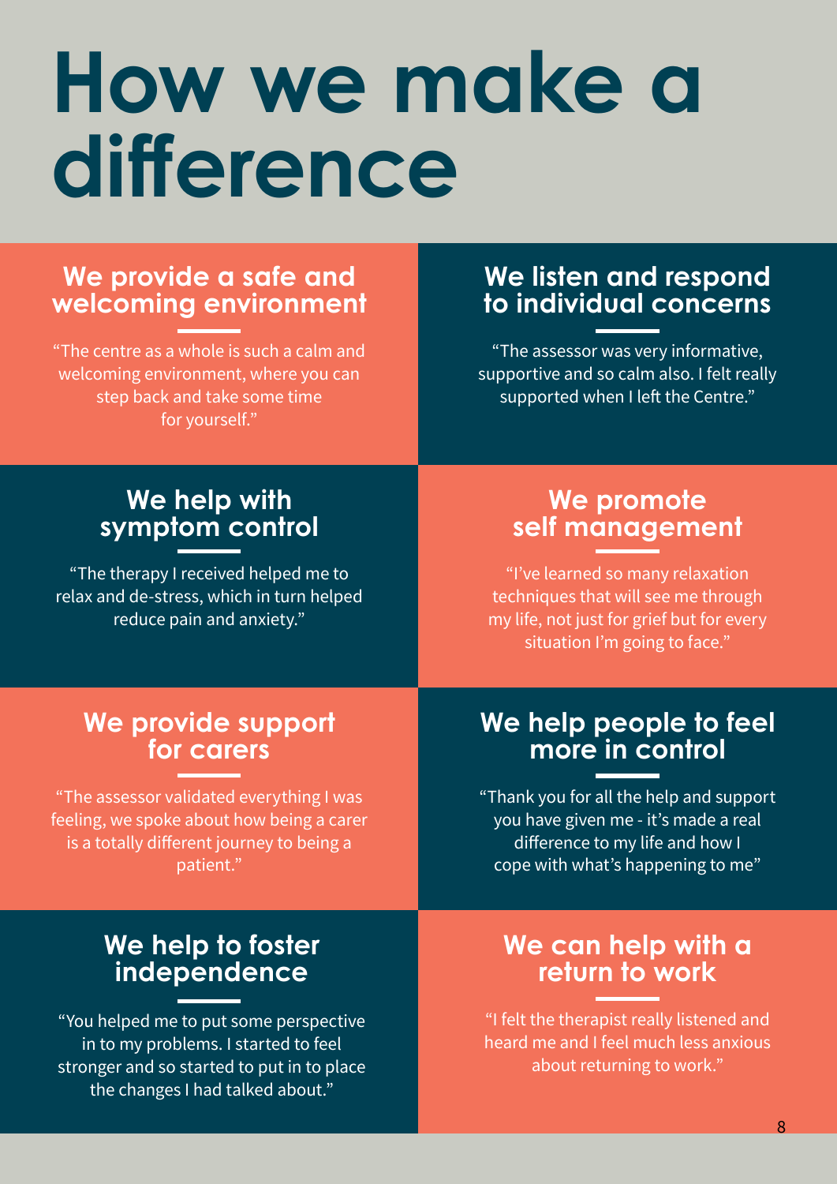# How we make a difference

## We provide a safe and welcoming environment

"The centre as a whole is such a calm and welcoming environment, where you can step back and take some time for yourself."

## We listen and respond to individual concerns

"The assessor was very informative, supportive and so calm also. I felt really supported when I left the Centre."

## We help with symptom control

"The therapy I received helped me to relax and de-stress, which in turn helped reduce pain and anxiety."

## We promote self management

"I've learned so many relaxation techniques that will see me through my life, not just for grief but for every situation I'm going to face."

## We provide support for carers

"The assessor validated everything I was feeling, we spoke about how being a carer is a totally different journey to being a patient."

## We help people to feel more in control

"Thank you for all the help and support you have given me - it's made a real difference to my life and how I cope with what's happening to me"

## We help to foster independence

"You helped me to put some perspective in to my problems. I started to feel stronger and so started to put in to place the changes I had talked about."

## We can help with a return to work

"I felt the therapist really listened and heard me and I feel much less anxious about returning to work."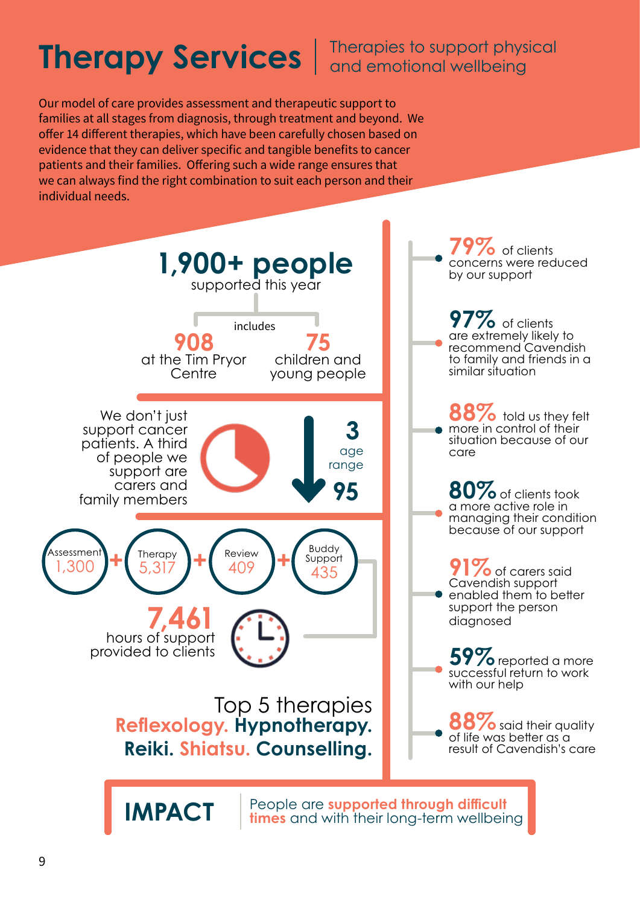# Therapy Services

Therapies to support physical and emotional wellbeing

Our model of care provides assessment and therapeutic support to families at all stages from diagnosis, through treatment and beyond. We offer 14 different therapies, which have been carefully chosen based on evidence that they can deliver specific and tangible benefits to cancer patients and their families. Offering such a wide range ensures that we can always find the right combination to suit each person and their individual needs.

**1,900+ people** supported this year

includes

**908** at the Tim Pryor Centre

**75** children and young people

We don't just support cancer patients. A third of people we support are carers and family members

**3** – **95** age range

Assessment 1,300 + Therapy 5,317 + Review 409 + Buddy Support 435

**7,461** hours of support provided to clients

Top 5 therapies
**Reflexology. Hypnotherapy. Reiki. Shiatsu. Counselling.**

**79%** of clients concerns were reduced by our support

**97%** of clients are extremely likely to recommend Cavendish to family and friends in a similar situation

**88%** told us they felt more in control of their situation because of our care

**80%** of clients took a more active role in managing their condition because of our support

**91%** of carers said Cavendish support enabled them to better support the person diagnosed

**59%** reported a more successful return to work with our help

**88%** said their quality of life was better as a result of Cavendish's care

**IMPACT** | People are **supported through difficult times** and with their long-term wellbeing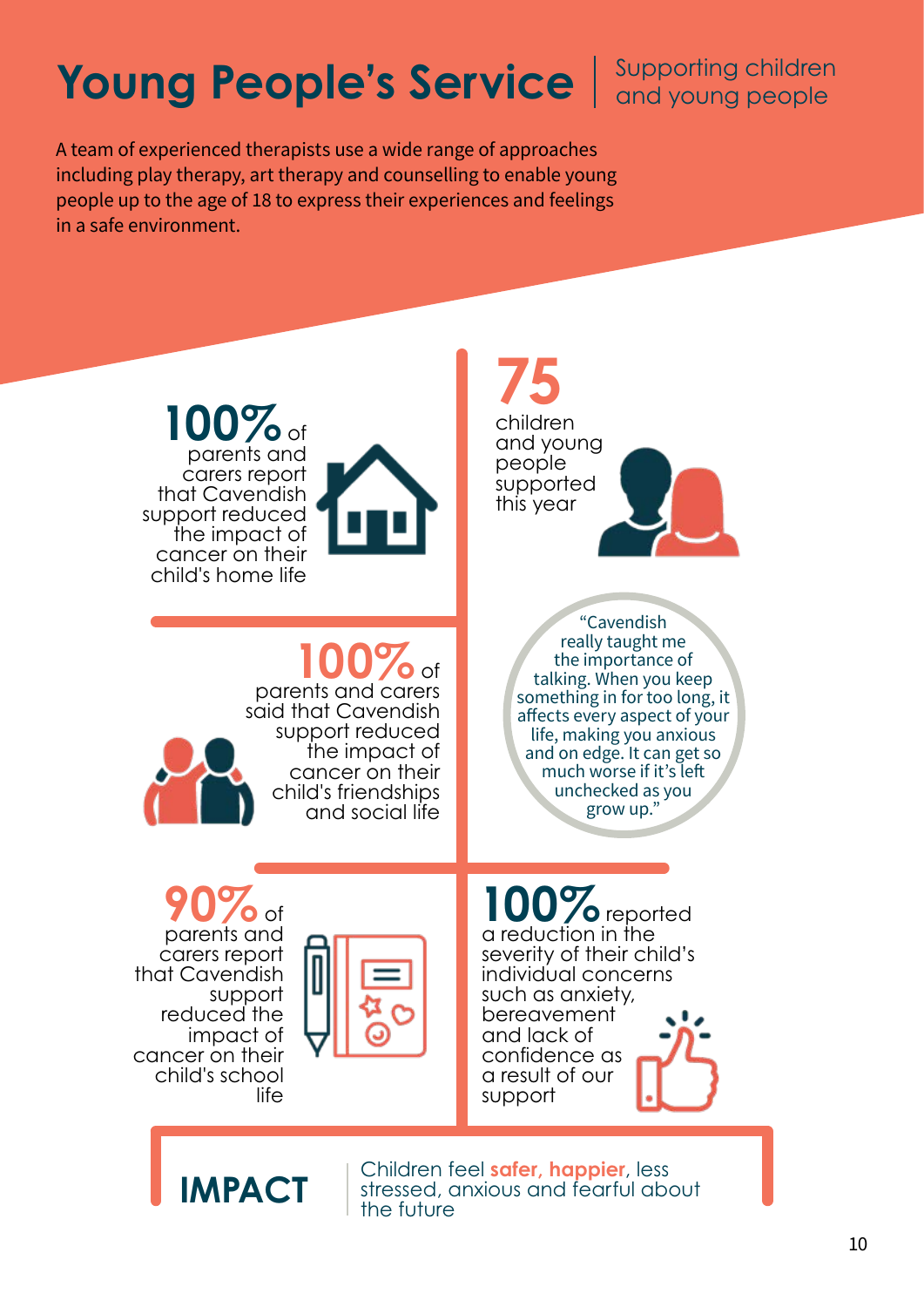# Young People's Service | Supporting children and young people

A team of experienced therapists use a wide range of approaches including play therapy, art therapy and counselling to enable young people up to the age of 18 to express their experiences and feelings in a safe environment.

**100%** of parents and carers report that Cavendish support reduced the impact of cancer on their child's home life

**75** children and young people supported this year

**100%** of parents and carers said that Cavendish support reduced the impact of cancer on their child's friendships and social life

"Cavendish really taught me the importance of talking. When you keep something in for too long, it affects every aspect of your life, making you anxious and on edge. It can get so much worse if it's left unchecked as you grow up."

**90%** of parents and carers report that Cavendish support reduced the impact of cancer on their child's school life

**100%** reported a reduction in the severity of their child's individual concerns such as anxiety, bereavement and lack of confidence as a result of our support

**IMPACT** | Children feel **safer, happier**, less stressed, anxious and fearful about the future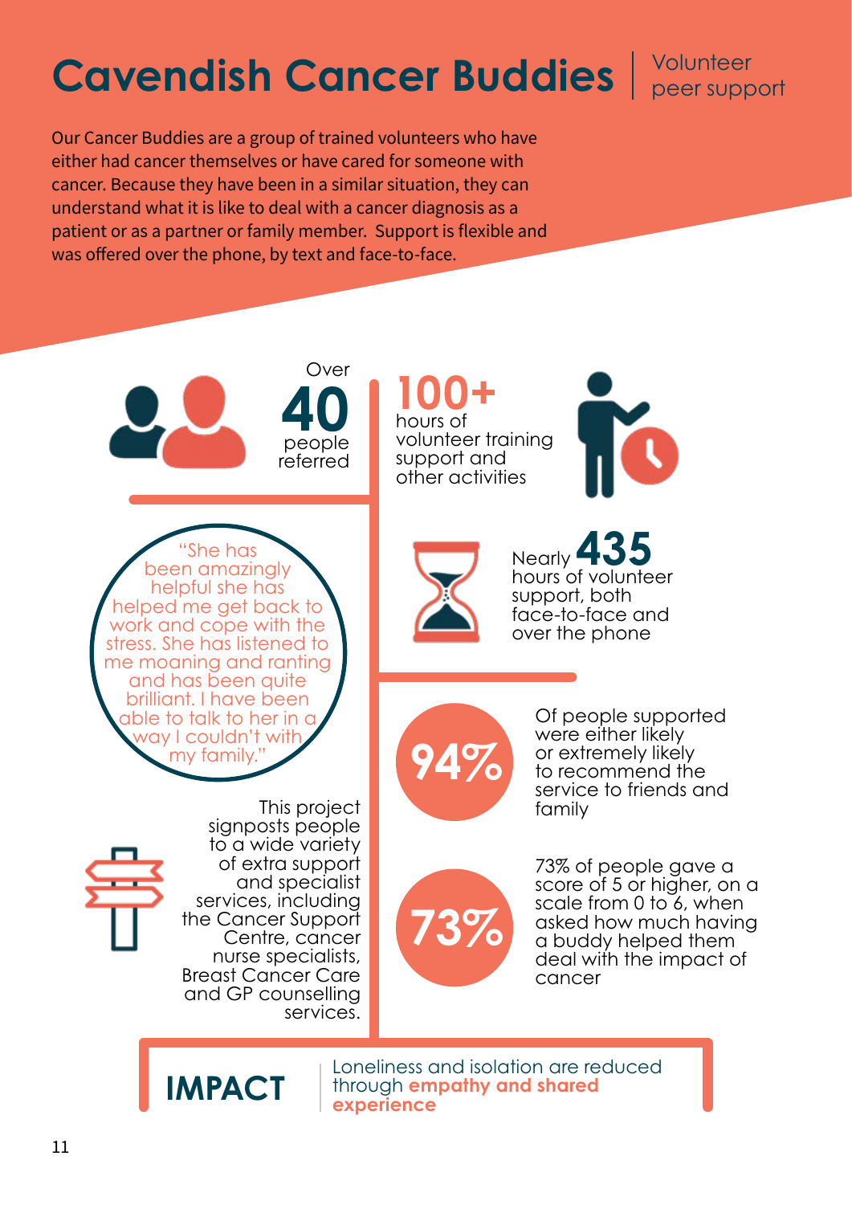# Cavendish Cancer Buddies | Volunteer peer support

Our Cancer Buddies are a group of trained volunteers who have either had cancer themselves or have cared for someone with cancer. Because they have been in a similar situation, they can understand what it is like to deal with a cancer diagnosis as a patient or as a partner or family member. Support is flexible and was offered over the phone, by text and face-to-face.

Over **40** people referred

**100+** hours of volunteer training support and other activities

"She has been amazingly helpful she has helped me get back to work and cope with the stress. She has listened to me moaning and ranting and has been quite brilliant. I have been able to talk to her in a way I couldn't with my family."

Nearly **435** hours of volunteer support, both face-to-face and over the phone

This project signposts people to a wide variety of extra support and specialist services, including the Cancer Support Centre, cancer nurse specialists, Breast Cancer Care and GP counselling services.

**94%** Of people supported were either likely or extremely likely to recommend the service to friends and family

**73%** 73% of people gave a score of 5 or higher, on a scale from 0 to 6, when asked how much having a buddy helped them deal with the impact of cancer

**IMPACT** | Loneliness and isolation are reduced through **empathy and shared experience**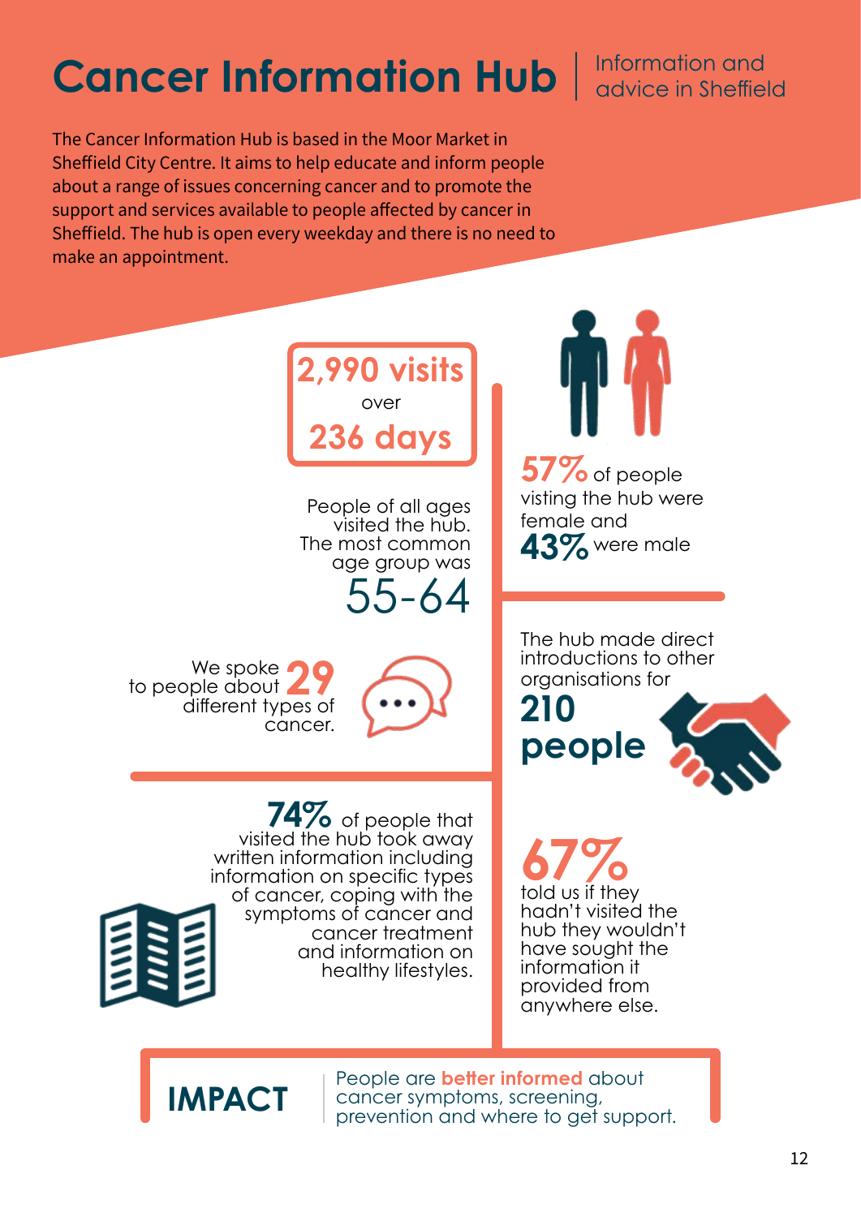# Cancer Information Hub | Information and advice in Sheffield

The Cancer Information Hub is based in the Moor Market in Sheffield City Centre. It aims to help educate and inform people about a range of issues concerning cancer and to promote the support and services available to people affected by cancer in Sheffield. The hub is open every weekday and there is no need to make an appointment.

**2,990 visits** over **236 days**

**57%** of people visting the hub were female and **43%** were male

People of all ages visited the hub. The most common age group was **55-64**

The hub made direct introductions to other organisations for **210 people**

We spoke to people about **29** different types of cancer.

**74%** of people that visited the hub took away written information including information on specific types of cancer, coping with the symptoms of cancer and cancer treatment and information on healthy lifestyles.

**67%** told us if they hadn't visited the hub they wouldn't have sought the information it provided from anywhere else.

**IMPACT** | People are **better informed** about cancer symptoms, screening, prevention and where to get support.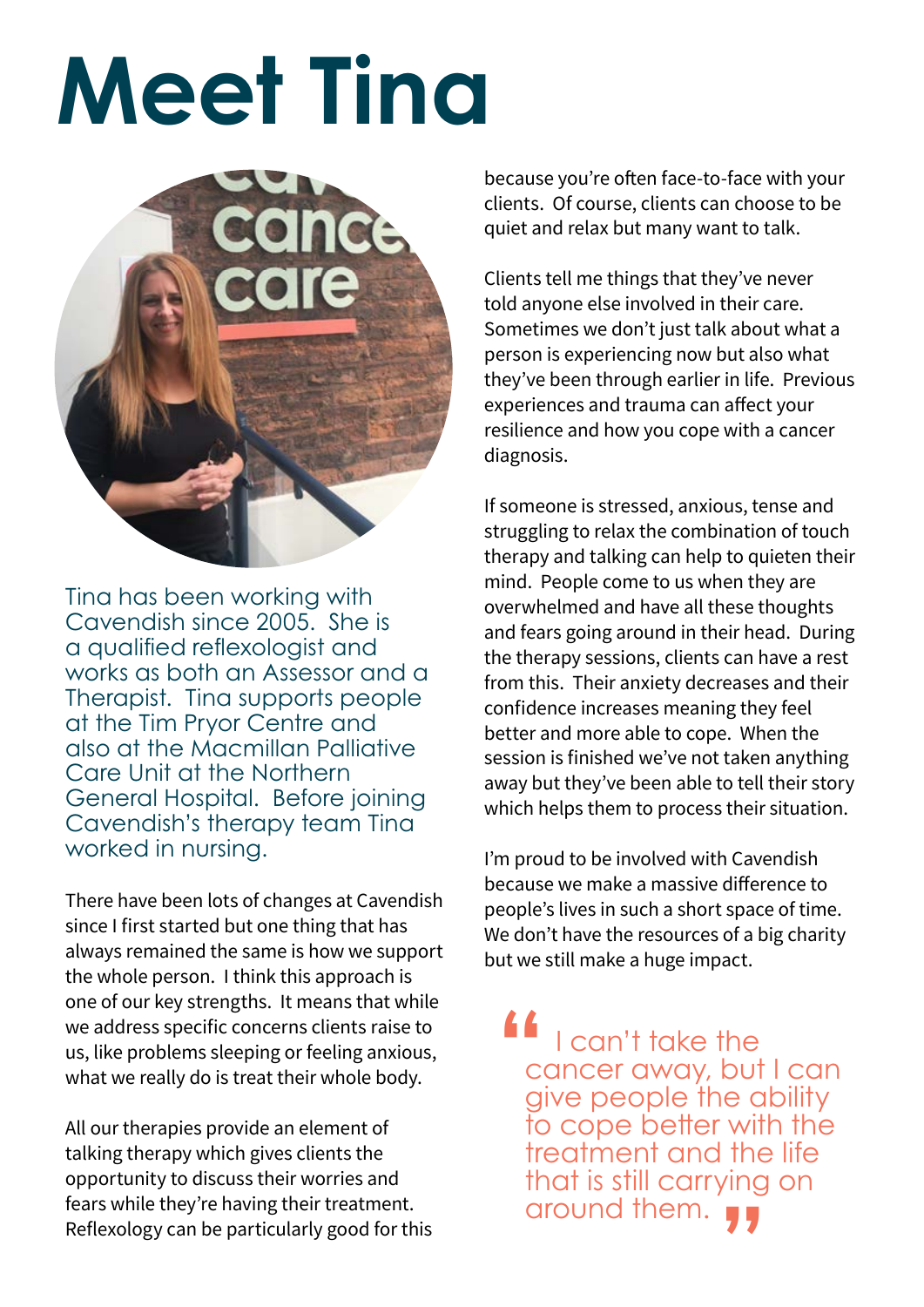# Meet Tina

Tina has been working with Cavendish since 2005. She is a qualified reflexologist and works as both an Assessor and a Therapist. Tina supports people at the Tim Pryor Centre and also at the Macmillan Palliative Care Unit at the Northern General Hospital. Before joining Cavendish's therapy team Tina worked in nursing.

There have been lots of changes at Cavendish since I first started but one thing that has always remained the same is how we support the whole person. I think this approach is one of our key strengths. It means that while we address specific concerns clients raise to us, like problems sleeping or feeling anxious, what we really do is treat their whole body.

All our therapies provide an element of talking therapy which gives clients the opportunity to discuss their worries and fears while they're having their treatment. Reflexology can be particularly good for this because you're often face-to-face with your clients. Of course, clients can choose to be quiet and relax but many want to talk.

Clients tell me things that they've never told anyone else involved in their care. Sometimes we don't just talk about what a person is experiencing now but also what they've been through earlier in life. Previous experiences and trauma can affect your resilience and how you cope with a cancer diagnosis.

If someone is stressed, anxious, tense and struggling to relax the combination of touch therapy and talking can help to quieten their mind. People come to us when they are overwhelmed and have all these thoughts and fears going around in their head. During the therapy sessions, clients can have a rest from this. Their anxiety decreases and their confidence increases meaning they feel better and more able to cope. When the session is finished we've not taken anything away but they've been able to tell their story which helps them to process their situation.

I'm proud to be involved with Cavendish because we make a massive difference to people's lives in such a short space of time. We don't have the resources of a big charity but we still make a huge impact.

> "I can't take the cancer away, but I can give people the ability to cope better with the treatment and the life that is still carrying on around them."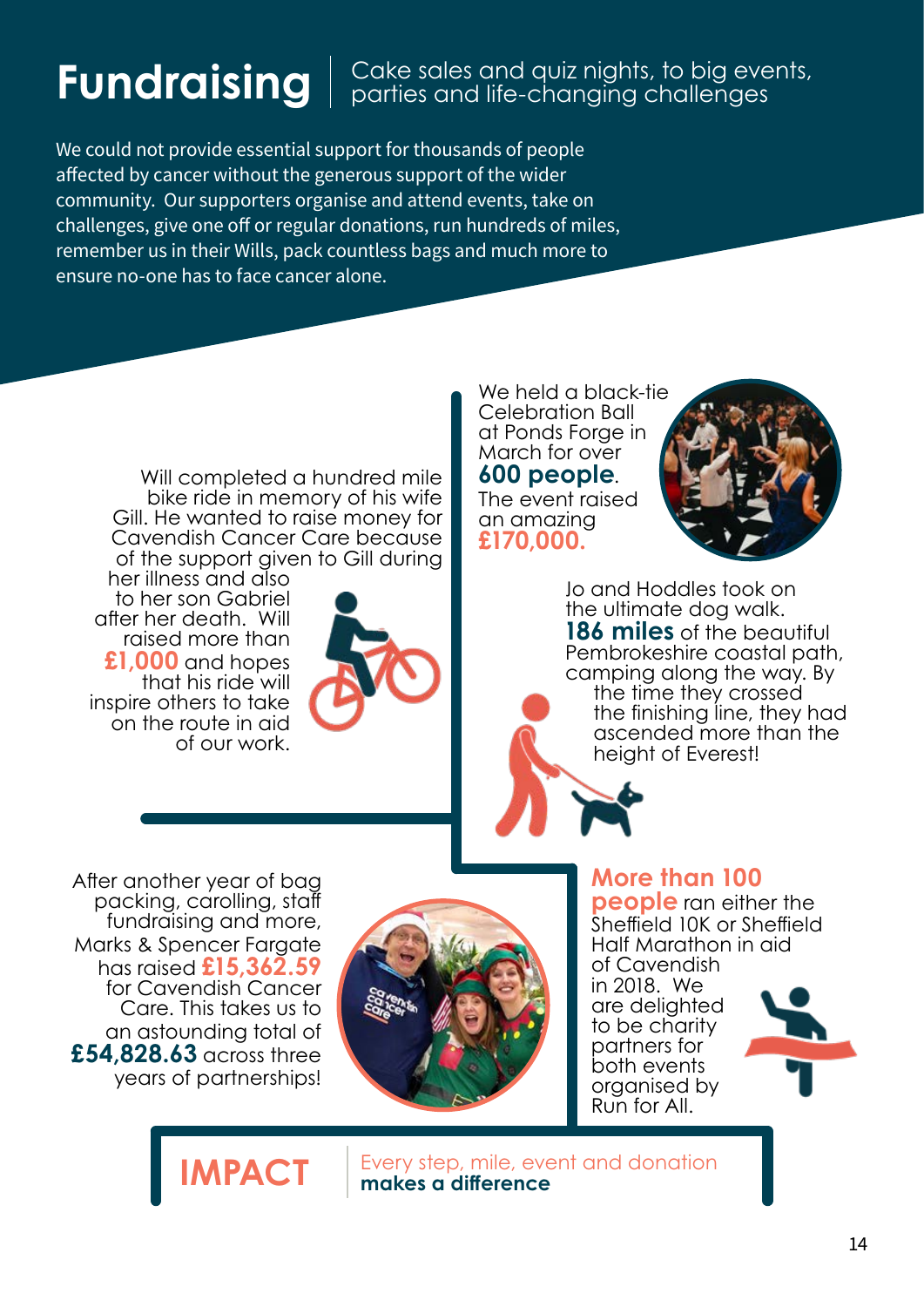# Fundraising

Cake sales and quiz nights, to big events, parties and life-changing challenges

We could not provide essential support for thousands of people affected by cancer without the generous support of the wider community. Our supporters organise and attend events, take on challenges, give one off or regular donations, run hundreds of miles, remember us in their Wills, pack countless bags and much more to ensure no-one has to face cancer alone.

Will completed a hundred mile bike ride in memory of his wife Gill. He wanted to raise money for Cavendish Cancer Care because of the support given to Gill during her illness and also to her son Gabriel after her death. Will raised more than **£1,000** and hopes that his ride will inspire others to take on the route in aid of our work.

We held a black-tie Celebration Ball at Ponds Forge in March for over **600 people**. The event raised an amazing **£170,000.**

Jo and Hoddles took on the ultimate dog walk. **186 miles** of the beautiful Pembrokeshire coastal path, camping along the way. By the time they crossed the finishing line, they had ascended more than the height of Everest!

After another year of bag packing, carolling, staff fundraising and more, Marks & Spencer Fargate has raised **£15,362.59** for Cavendish Cancer Care. This takes us to an astounding total of **£54,828.63** across three years of partnerships!

**More than 100 people** ran either the Sheffield 10K or Sheffield Half Marathon in aid of Cavendish in 2018. We are delighted to be charity partners for both events organised by Run for All.

**IMPACT** Every step, mile, event and donation **makes a difference**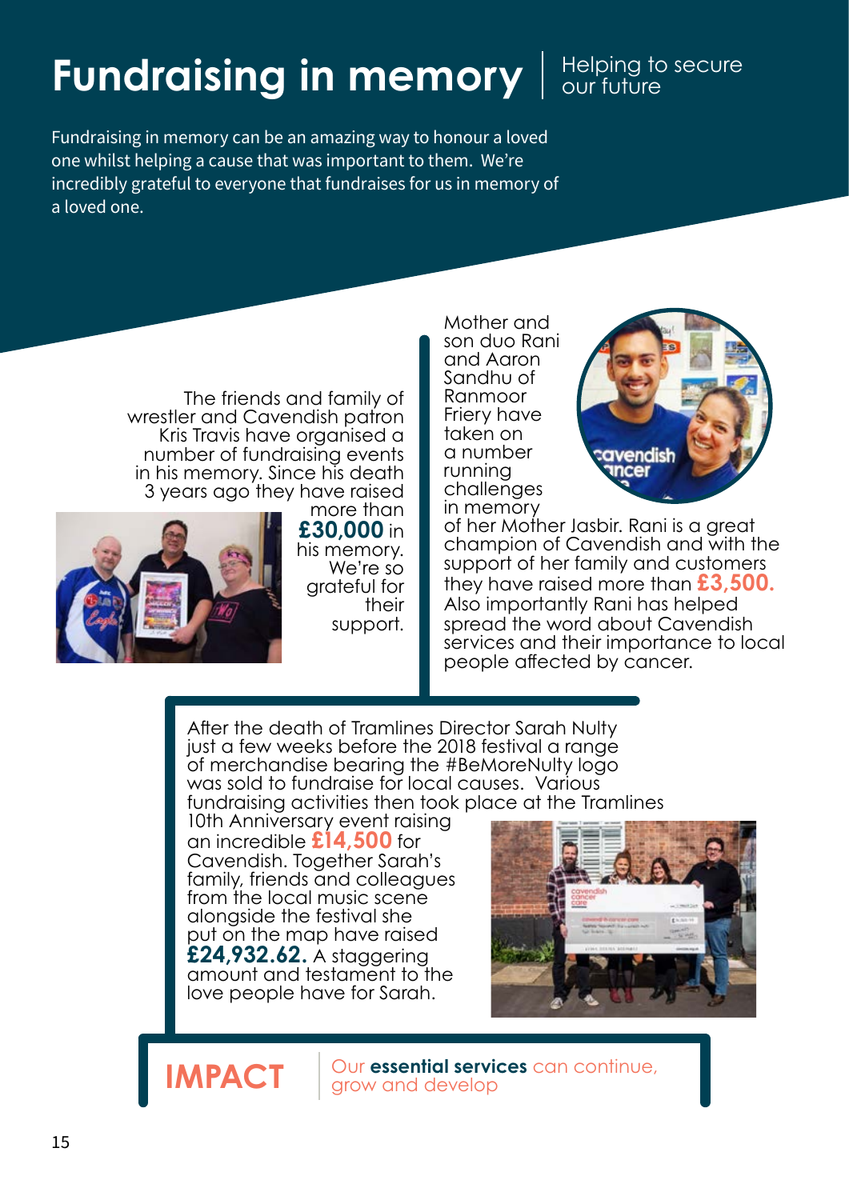# Fundraising in memory | Helping to secure our future

Fundraising in memory can be an amazing way to honour a loved one whilst helping a cause that was important to them. We're incredibly grateful to everyone that fundraises for us in memory of a loved one.

The friends and family of wrestler and Cavendish patron Kris Travis have organised a number of fundraising events in his memory. Since his death 3 years ago they have raised more than **£30,000** in his memory. We're so grateful for their support.

Mother and son duo Rani and Aaron Sandhu of Ranmoor Friery have taken on a number of running challenges in memory of her Mother Jasbir. Rani is a great champion of Cavendish and with the support of her family and customers they have raised more than **£3,500.** Also importantly Rani has helped spread the word about Cavendish services and their importance to local people affected by cancer.

After the death of Tramlines Director Sarah Nulty just a few weeks before the 2018 festival a range of merchandise bearing the #BeMoreNulty logo was sold to fundraise for local causes. Various fundraising activities then took place at the Tramlines 10th Anniversary event raising an incredible **£14,500** for Cavendish. Together Sarah's family, friends and colleagues from the local music scene alongside the festival she put on the map have raised **£24,932.62.** A staggering amount and testament to the love people have for Sarah.

**IMPACT** | Our **essential services** can continue, grow and develop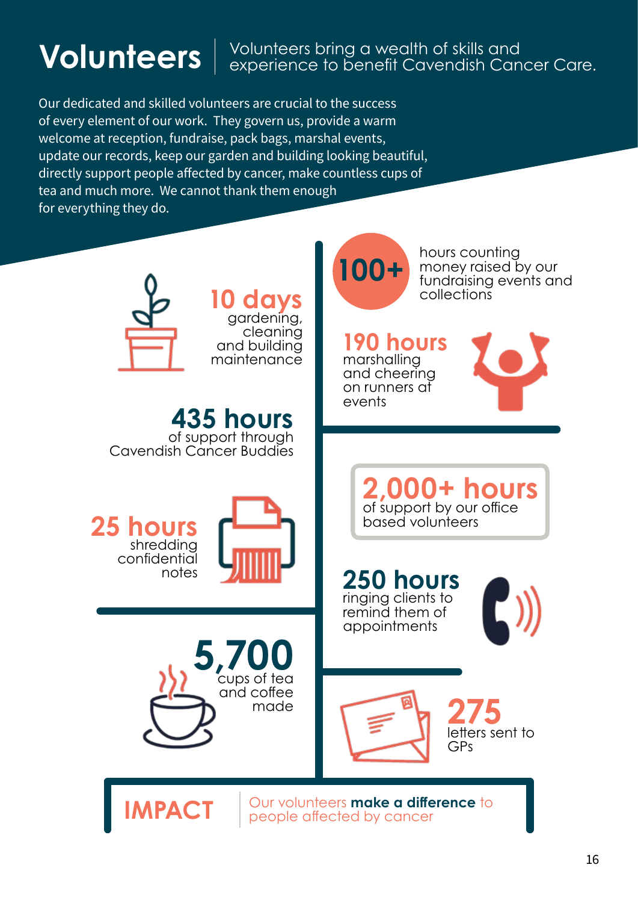# Volunteers

Volunteers bring a wealth of skills and experience to benefit Cavendish Cancer Care.

Our dedicated and skilled volunteers are crucial to the success of every element of our work. They govern us, provide a warm welcome at reception, fundraise, pack bags, marshal events, update our records, keep our garden and building looking beautiful, directly support people affected by cancer, make countless cups of tea and much more. We cannot thank them enough for everything they do.

**10 days** gardening, cleaning and building maintenance

**435 hours** of support through Cavendish Cancer Buddies

**25 hours** shredding confidential notes

**5,700** cups of tea and coffee made

**100+** hours counting money raised by our fundraising events and collections

**190 hours** marshalling and cheering on runners at events

**2,000+ hours** of support by our office based volunteers

**250 hours** ringing clients to remind them of appointments

**275** letters sent to GPs

**IMPACT** Our volunteers **make a difference** to people affected by cancer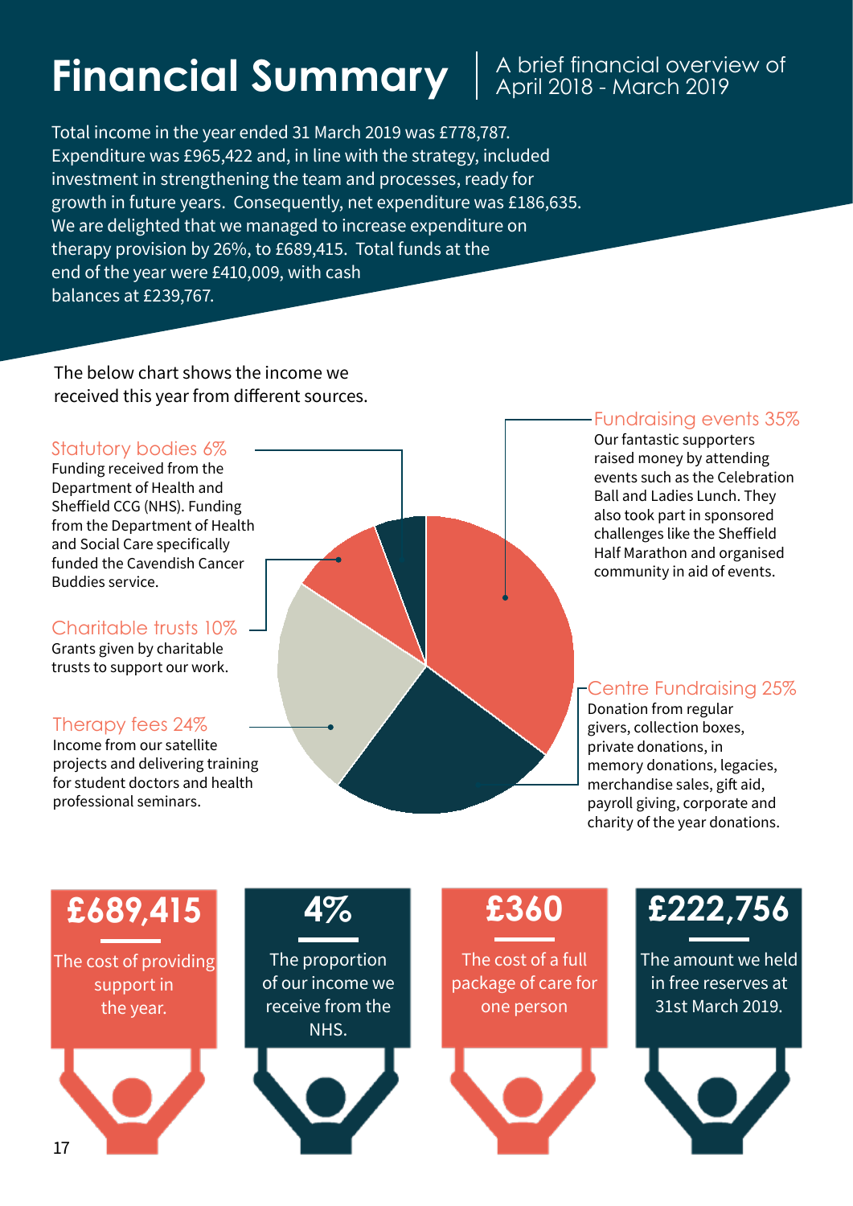# Financial Summary

A brief financial overview of April 2018 - March 2019

Total income in the year ended 31 March 2019 was £778,787. Expenditure was £965,422 and, in line with the strategy, included investment in strengthening the team and processes, ready for growth in future years. Consequently, net expenditure was £186,635. We are delighted that we managed to increase expenditure on therapy provision by 26%, to £689,415. Total funds at the end of the year were £410,009, with cash balances at £239,767.

The below chart shows the income we received this year from different sources.

**Statutory bodies 6%**
Funding received from the Department of Health and Sheffield CCG (NHS). Funding from the Department of Health and Social Care specifically funded the Cavendish Cancer Buddies service.

**Charitable trusts 10%**
Grants given by charitable trusts to support our work.

**Therapy fees 24%**
Income from our satellite projects and delivering training for student doctors and health professional seminars.

**Fundraising events 35%**
Our fantastic supporters raised money by attending events such as the Celebration Ball and Ladies Lunch. They also took part in sponsored challenges like the Sheffield Half Marathon and organised community in aid of events.

**Centre Fundraising 25%**
Donation from regular givers, collection boxes, private donations, in memory donations, legacies, merchandise sales, gift aid, payroll giving, corporate and charity of the year donations.

**£689,415**
The cost of providing support in the year.

**4%**
The proportion of our income we receive from the NHS.

**£360**
The cost of a full package of care for one person

**£222,756**
The amount we held in free reserves at 31st March 2019.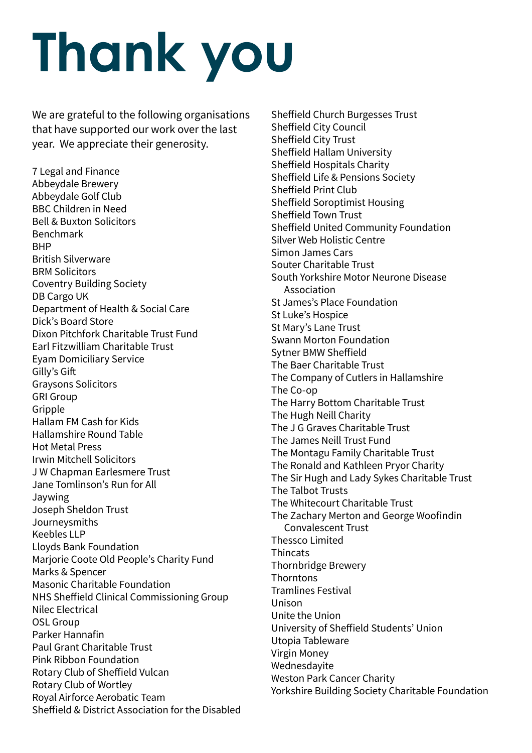# Thank you

We are grateful to the following organisations that have supported our work over the last year. We appreciate their generosity.

7 Legal and Finance
Abbeydale Brewery
Abbeydale Golf Club
BBC Children in Need
Bell & Buxton Solicitors
Benchmark
BHP
British Silverware
BRM Solicitors
Coventry Building Society
DB Cargo UK
Department of Health & Social Care
Dick's Board Store
Dixon Pitchfork Charitable Trust Fund
Earl Fitzwilliam Charitable Trust
Eyam Domiciliary Service
Gilly's Gift
Graysons Solicitors
GRI Group
Gripple
Hallam FM Cash for Kids
Hallamshire Round Table
Hot Metal Press
Irwin Mitchell Solicitors
J W Chapman Earlesmere Trust
Jane Tomlinson's Run for All
Jaywing
Joseph Sheldon Trust
Journeysmiths
Keebles LLP
Lloyds Bank Foundation
Marjorie Coote Old People's Charity Fund
Marks & Spencer
Masonic Charitable Foundation
NHS Sheffield Clinical Commissioning Group
Nilec Electrical
OSL Group
Parker Hannafin
Paul Grant Charitable Trust
Pink Ribbon Foundation
Rotary Club of Sheffield Vulcan
Rotary Club of Wortley
Royal Airforce Aerobatic Team
Sheffield & District Association for the Disabled
Sheffield Church Burgesses Trust
Sheffield City Council
Sheffield City Trust
Sheffield Hallam University
Sheffield Hospitals Charity
Sheffield Life & Pensions Society
Sheffield Print Club
Sheffield Soroptimist Housing
Sheffield Town Trust
Sheffield United Community Foundation
Silver Web Holistic Centre
Simon James Cars
Souter Charitable Trust
South Yorkshire Motor Neurone Disease Association
St James's Place Foundation
St Luke's Hospice
St Mary's Lane Trust
Swann Morton Foundation
Sytner BMW Sheffield
The Baer Charitable Trust
The Company of Cutlers in Hallamshire
The Co-op
The Harry Bottom Charitable Trust
The Hugh Neill Charity
The J G Graves Charitable Trust
The James Neill Trust Fund
The Montagu Family Charitable Trust
The Ronald and Kathleen Pryor Charity
The Sir Hugh and Lady Sykes Charitable Trust
The Talbot Trusts
The Whitecourt Charitable Trust
The Zachary Merton and George Woofindin Convalescent Trust
Thessco Limited
Thincats
Thornbridge Brewery
Thorntons
Tramlines Festival
Unison
Unite the Union
University of Sheffield Students' Union
Utopia Tableware
Virgin Money
Wednesdayite
Weston Park Cancer Charity
Yorkshire Building Society Charitable Foundation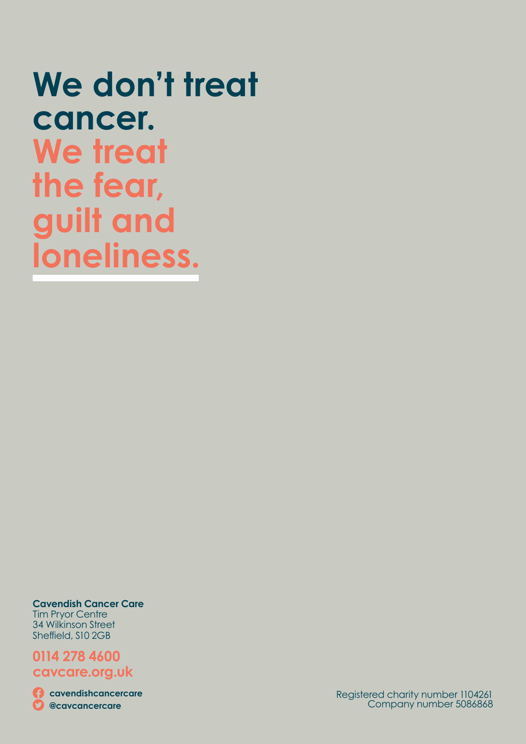# We don't treat cancer. We treat the fear, guilt and loneliness.

**Cavendish Cancer Care**
Tim Pryor Centre
34 Wilkinson Street
Sheffield, S10 2GB

**0114 278 4600**
**cavcare.org.uk**

**cavendishcancercare**
**@cavcancercare**

Registered charity number 1104261
Company number 5086868